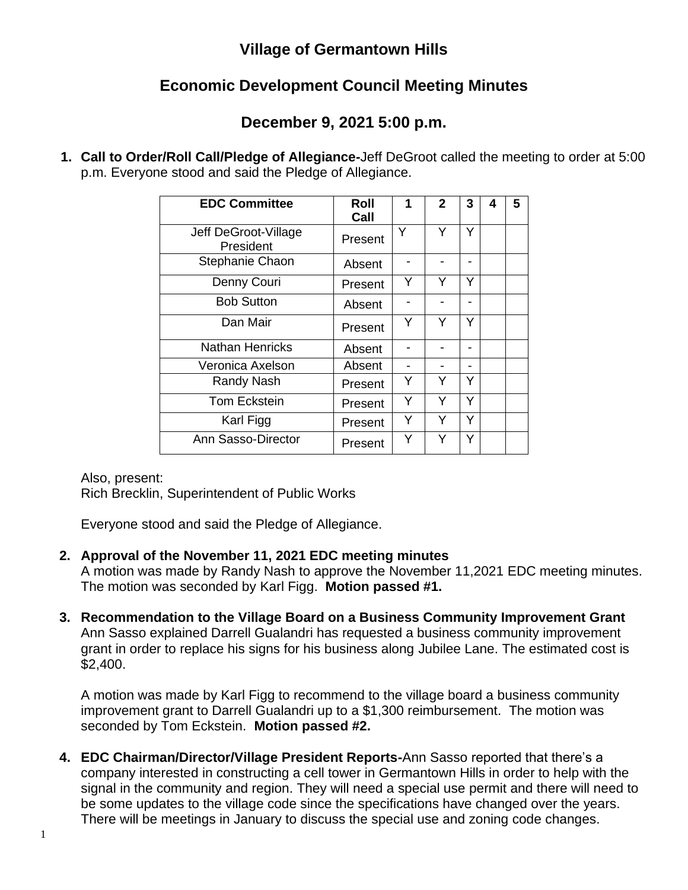# Village of Germantown Hills

## Economic Development Council Meeting Minutes

## December 9, 2021 5:00 p.m.

1. **Call to Order/Roll Call/Pledge of Allegiance-**Jeff DeGroot called the meeting to order at 5:00 p.m. Everyone stood and said the Pledge of Allegiance.

| EDC Committee | Roll Call | 1 | 2 | 3 | 4 | 5 |
|---|---|---|---|---|---|---|
| Jeff DeGroot-Village President | Present | Y | Y | Y | | |
| Stephanie Chaon | Absent | - | - | - | | |
| Denny Couri | Present | Y | Y | Y | | |
| Bob Sutton | Absent | - | - | - | | |
| Dan Mair | Present | Y | Y | Y | | |
| Nathan Henricks | Absent | - | - | - | | |
| Veronica Axelson | Absent | - | - | - | | |
| Randy Nash | Present | Y | Y | Y | | |
| Tom Eckstein | Present | Y | Y | Y | | |
| Karl Figg | Present | Y | Y | Y | | |
| Ann Sasso-Director | Present | Y | Y | Y | | |

Also, present:
Rich Brecklin, Superintendent of Public Works

Everyone stood and said the Pledge of Allegiance.

2. **Approval of the November 11, 2021 EDC meeting minutes**
   A motion was made by Randy Nash to approve the November 11,2021 EDC meeting minutes. The motion was seconded by Karl Figg. **Motion passed #1.**

3. **Recommendation to the Village Board on a Business Community Improvement Grant**
   Ann Sasso explained Darrell Gualandri has requested a business community improvement grant in order to replace his signs for his business along Jubilee Lane. The estimated cost is $2,400.

   A motion was made by Karl Figg to recommend to the village board a business community improvement grant to Darrell Gualandri up to a $1,300 reimbursement. The motion was seconded by Tom Eckstein. **Motion passed #2.**

4. **EDC Chairman/Director/Village President Reports-**Ann Sasso reported that there's a company interested in constructing a cell tower in Germantown Hills in order to help with the signal in the community and region. They will need a special use permit and there will need to be some updates to the village code since the specifications have changed over the years. There will be meetings in January to discuss the special use and zoning code changes.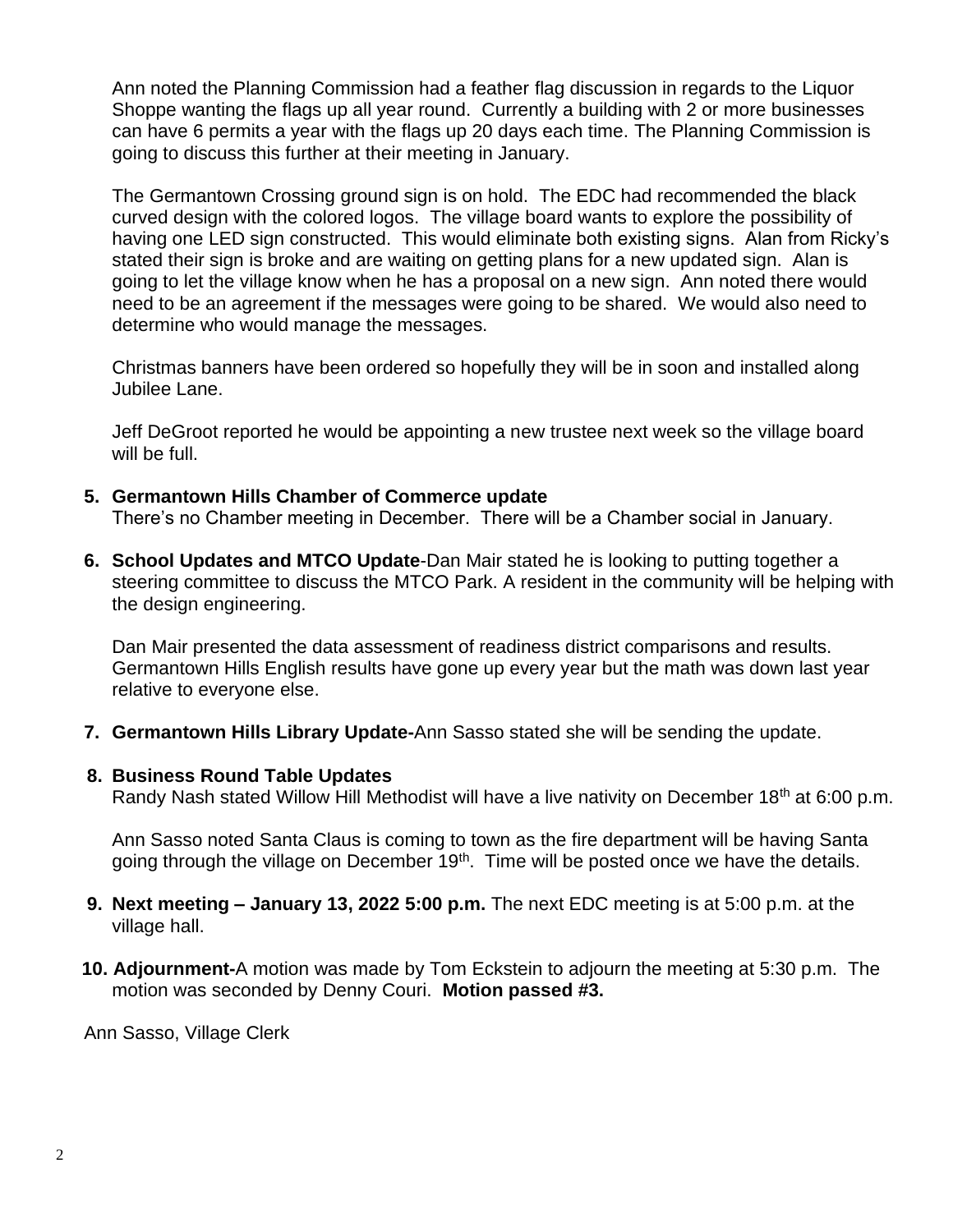Ann noted the Planning Commission had a feather flag discussion in regards to the Liquor Shoppe wanting the flags up all year round. Currently a building with 2 or more businesses can have 6 permits a year with the flags up 20 days each time. The Planning Commission is going to discuss this further at their meeting in January.

The Germantown Crossing ground sign is on hold. The EDC had recommended the black curved design with the colored logos. The village board wants to explore the possibility of having one LED sign constructed. This would eliminate both existing signs. Alan from Ricky's stated their sign is broke and are waiting on getting plans for a new updated sign. Alan is going to let the village know when he has a proposal on a new sign. Ann noted there would need to be an agreement if the messages were going to be shared. We would also need to determine who would manage the messages.

Christmas banners have been ordered so hopefully they will be in soon and installed along Jubilee Lane.

Jeff DeGroot reported he would be appointing a new trustee next week so the village board will be full.

5. **Germantown Hills Chamber of Commerce update**
   There's no Chamber meeting in December. There will be a Chamber social in January.

6. **School Updates and MTCO Update**-Dan Mair stated he is looking to putting together a steering committee to discuss the MTCO Park. A resident in the community will be helping with the design engineering.

   Dan Mair presented the data assessment of readiness district comparisons and results. Germantown Hills English results have gone up every year but the math was down last year relative to everyone else.

7. **Germantown Hills Library Update-**Ann Sasso stated she will be sending the update.

8. **Business Round Table Updates**
   Randy Nash stated Willow Hill Methodist will have a live nativity on December 18th at 6:00 p.m.

   Ann Sasso noted Santa Claus is coming to town as the fire department will be having Santa going through the village on December 19th. Time will be posted once we have the details.

9. **Next meeting – January 13, 2022 5:00 p.m.** The next EDC meeting is at 5:00 p.m. at the village hall.

10. **Adjournment-**A motion was made by Tom Eckstein to adjourn the meeting at 5:30 p.m. The motion was seconded by Denny Couri. **Motion passed #3.**

Ann Sasso, Village Clerk